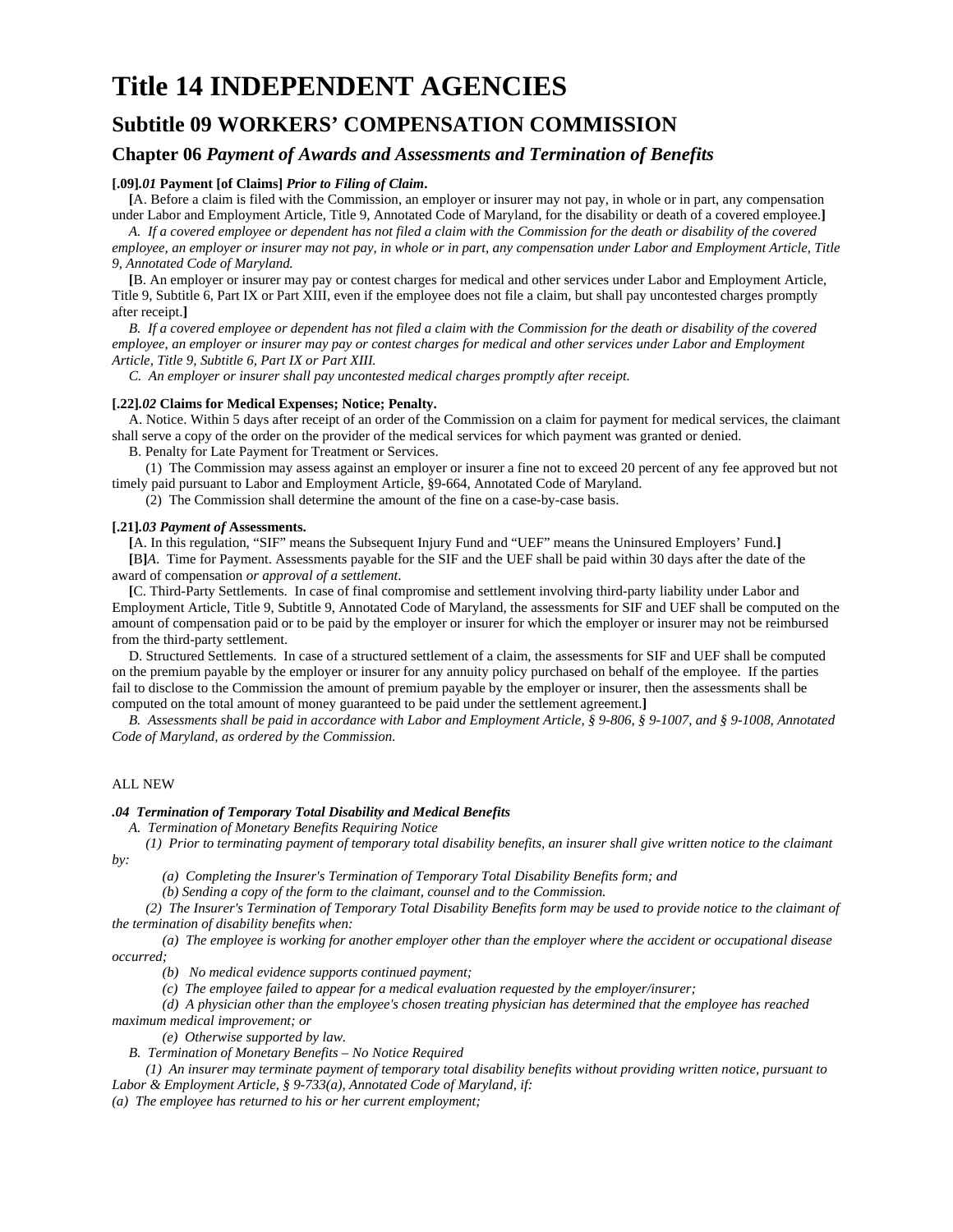# Title 14 INDEPENDENT AGENCIES

## Subtitle 09 WORKERS' COMPENSATION COMMISSION

### Chapter 06 *Payment of Awards and Assessments and Termination of Benefits*

**[.09]*.01* Payment [of Claims]** ***Prior to Filing of Claim*.**

**[**A. Before a claim is filed with the Commission, an employer or insurer may not pay, in whole or in part, any compensation under Labor and Employment Article, Title 9, Annotated Code of Maryland, for the disability or death of a covered employee.**]**

*A. If a covered employee or dependent has not filed a claim with the Commission for the death or disability of the covered employee, an employer or insurer may not pay, in whole or in part, any compensation under Labor and Employment Article, Title 9, Annotated Code of Maryland.*

**[**B. An employer or insurer may pay or contest charges for medical and other services under Labor and Employment Article, Title 9, Subtitle 6, Part IX or Part XIII, even if the employee does not file a claim, but shall pay uncontested charges promptly after receipt.**]**

*B. If a covered employee or dependent has not filed a claim with the Commission for the death or disability of the covered employee, an employer or insurer may pay or contest charges for medical and other services under Labor and Employment Article, Title 9, Subtitle 6, Part IX or Part XIII.*

*C. An employer or insurer shall pay uncontested medical charges promptly after receipt.*

**[.22]*.02* Claims for Medical Expenses; Notice; Penalty.**

A. Notice. Within 5 days after receipt of an order of the Commission on a claim for payment for medical services, the claimant shall serve a copy of the order on the provider of the medical services for which payment was granted or denied.

B. Penalty for Late Payment for Treatment or Services.

(1) The Commission may assess against an employer or insurer a fine not to exceed 20 percent of any fee approved but not timely paid pursuant to Labor and Employment Article, §9-664, Annotated Code of Maryland.

(2) The Commission shall determine the amount of the fine on a case-by-case basis.

**[.21]*.03 Payment of* Assessments.**

**[**A. In this regulation, "SIF" means the Subsequent Injury Fund and "UEF" means the Uninsured Employers' Fund.**]**

**[**B**]***A*. Time for Payment. Assessments payable for the SIF and the UEF shall be paid within 30 days after the date of the award of compensation *or approval of a settlement*.

**[**C. Third-Party Settlements. In case of final compromise and settlement involving third-party liability under Labor and Employment Article, Title 9, Subtitle 9, Annotated Code of Maryland, the assessments for SIF and UEF shall be computed on the amount of compensation paid or to be paid by the employer or insurer for which the employer or insurer may not be reimbursed from the third-party settlement.

D. Structured Settlements. In case of a structured settlement of a claim, the assessments for SIF and UEF shall be computed on the premium payable by the employer or insurer for any annuity policy purchased on behalf of the employee. If the parties fail to disclose to the Commission the amount of premium payable by the employer or insurer, then the assessments shall be computed on the total amount of money guaranteed to be paid under the settlement agreement.**]**

*B. Assessments shall be paid in accordance with Labor and Employment Article, § 9-806, § 9-1007, and § 9-1008, Annotated Code of Maryland, as ordered by the Commission.*

ALL NEW

***.04 Termination of Temporary Total Disability and Medical Benefits***

*A. Termination of Monetary Benefits Requiring Notice*

*(1) Prior to terminating payment of temporary total disability benefits, an insurer shall give written notice to the claimant by:*

*(a) Completing the Insurer's Termination of Temporary Total Disability Benefits form; and*

*(b) Sending a copy of the form to the claimant, counsel and to the Commission.*

*(2) The Insurer's Termination of Temporary Total Disability Benefits form may be used to provide notice to the claimant of the termination of disability benefits when:*

*(a) The employee is working for another employer other than the employer where the accident or occupational disease occurred;*

*(b) No medical evidence supports continued payment;*

*(c) The employee failed to appear for a medical evaluation requested by the employer/insurer;*

*(d) A physician other than the employee's chosen treating physician has determined that the employee has reached maximum medical improvement; or*

*(e) Otherwise supported by law.*

*B. Termination of Monetary Benefits – No Notice Required*

*(1) An insurer may terminate payment of temporary total disability benefits without providing written notice, pursuant to Labor & Employment Article, § 9-733(a), Annotated Code of Maryland, if:*

*(a) The employee has returned to his or her current employment;*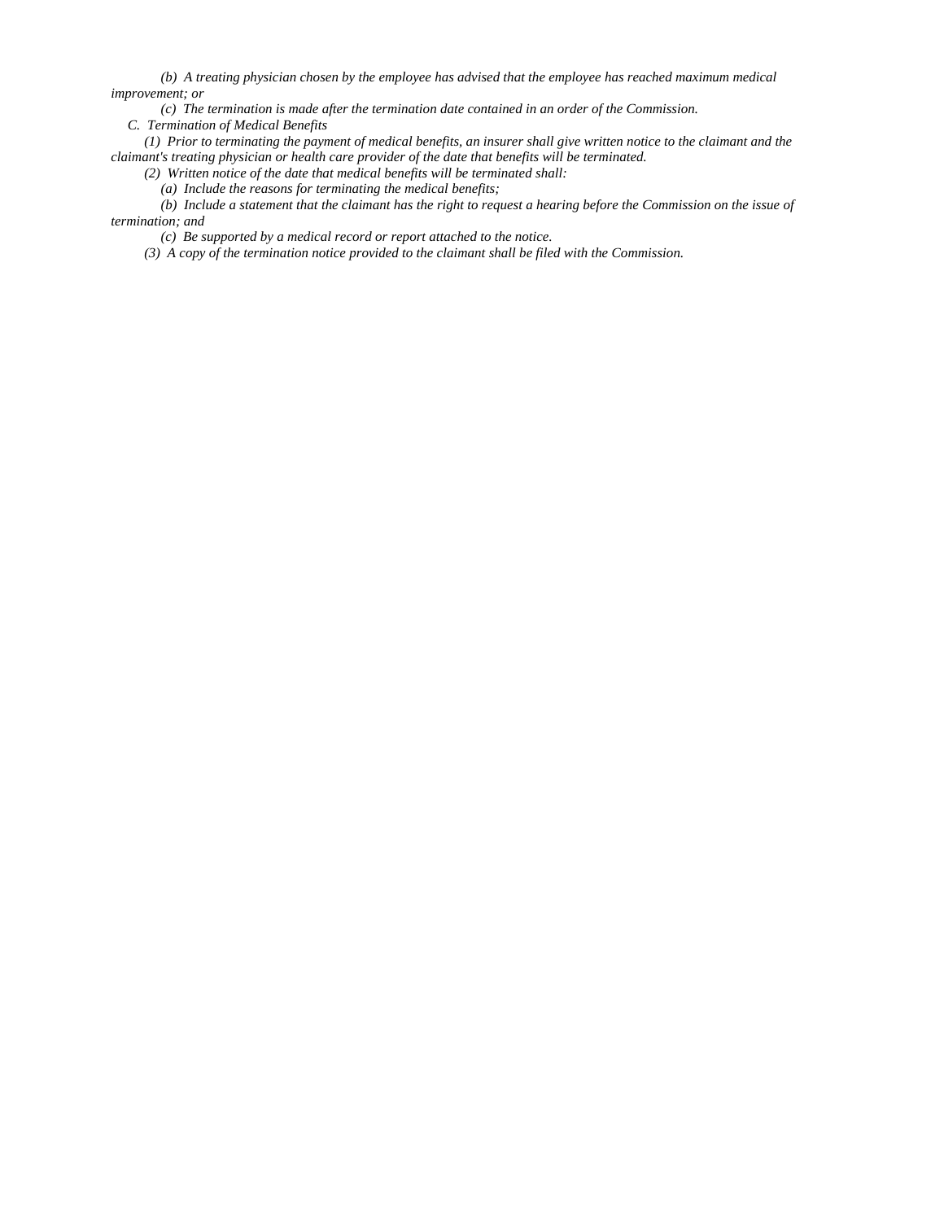*(b) A treating physician chosen by the employee has advised that the employee has reached maximum medical improvement; or*

*(c) The termination is made after the termination date contained in an order of the Commission.*

*C. Termination of Medical Benefits*

*(1) Prior to terminating the payment of medical benefits, an insurer shall give written notice to the claimant and the claimant's treating physician or health care provider of the date that benefits will be terminated.*

*(2) Written notice of the date that medical benefits will be terminated shall:*

*(a) Include the reasons for terminating the medical benefits;*

*(b) Include a statement that the claimant has the right to request a hearing before the Commission on the issue of termination; and*

*(c) Be supported by a medical record or report attached to the notice.*

*(3) A copy of the termination notice provided to the claimant shall be filed with the Commission.*